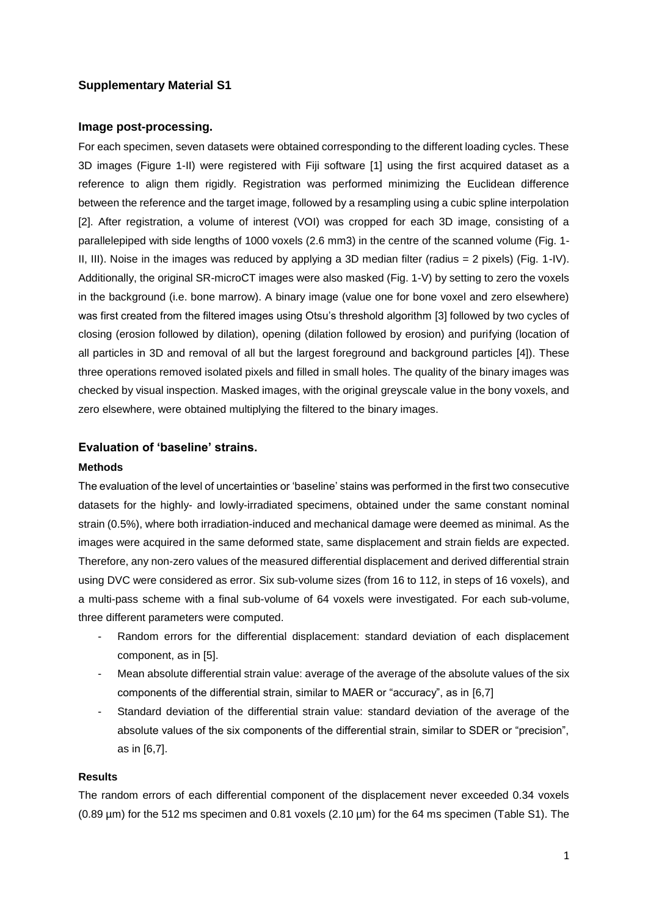## Supplementary Material S1

### Image post-processing.

For each specimen, seven datasets were obtained corresponding to the different loading cycles. These 3D images (Figure 1-II) were registered with Fiji software [1] using the first acquired dataset as a reference to align them rigidly. Registration was performed minimizing the Euclidean difference between the reference and the target image, followed by a resampling using a cubic spline interpolation [2]. After registration, a volume of interest (VOI) was cropped for each 3D image, consisting of a parallelepiped with side lengths of 1000 voxels (2.6 mm3) in the centre of the scanned volume (Fig. 1-II, III). Noise in the images was reduced by applying a 3D median filter (radius = 2 pixels) (Fig. 1-IV). Additionally, the original SR-microCT images were also masked (Fig. 1-V) by setting to zero the voxels in the background (i.e. bone marrow). A binary image (value one for bone voxel and zero elsewhere) was first created from the filtered images using Otsu's threshold algorithm [3] followed by two cycles of closing (erosion followed by dilation), opening (dilation followed by erosion) and purifying (location of all particles in 3D and removal of all but the largest foreground and background particles [4]). These three operations removed isolated pixels and filled in small holes. The quality of the binary images was checked by visual inspection. Masked images, with the original greyscale value in the bony voxels, and zero elsewhere, were obtained multiplying the filtered to the binary images.

### Evaluation of 'baseline' strains.

#### Methods

The evaluation of the level of uncertainties or 'baseline' stains was performed in the first two consecutive datasets for the highly- and lowly-irradiated specimens, obtained under the same constant nominal strain (0.5%), where both irradiation-induced and mechanical damage were deemed as minimal. As the images were acquired in the same deformed state, same displacement and strain fields are expected. Therefore, any non-zero values of the measured differential displacement and derived differential strain using DVC were considered as error. Six sub-volume sizes (from 16 to 112, in steps of 16 voxels), and a multi-pass scheme with a final sub-volume of 64 voxels were investigated. For each sub-volume, three different parameters were computed.

- Random errors for the differential displacement: standard deviation of each displacement component, as in [5].
- Mean absolute differential strain value: average of the average of the absolute values of the six components of the differential strain, similar to MAER or "accuracy", as in [6,7]
- Standard deviation of the differential strain value: standard deviation of the average of the absolute values of the six components of the differential strain, similar to SDER or "precision", as in [6,7].

#### Results

The random errors of each differential component of the displacement never exceeded 0.34 voxels (0.89 µm) for the 512 ms specimen and 0.81 voxels (2.10 µm) for the 64 ms specimen (Table S1). The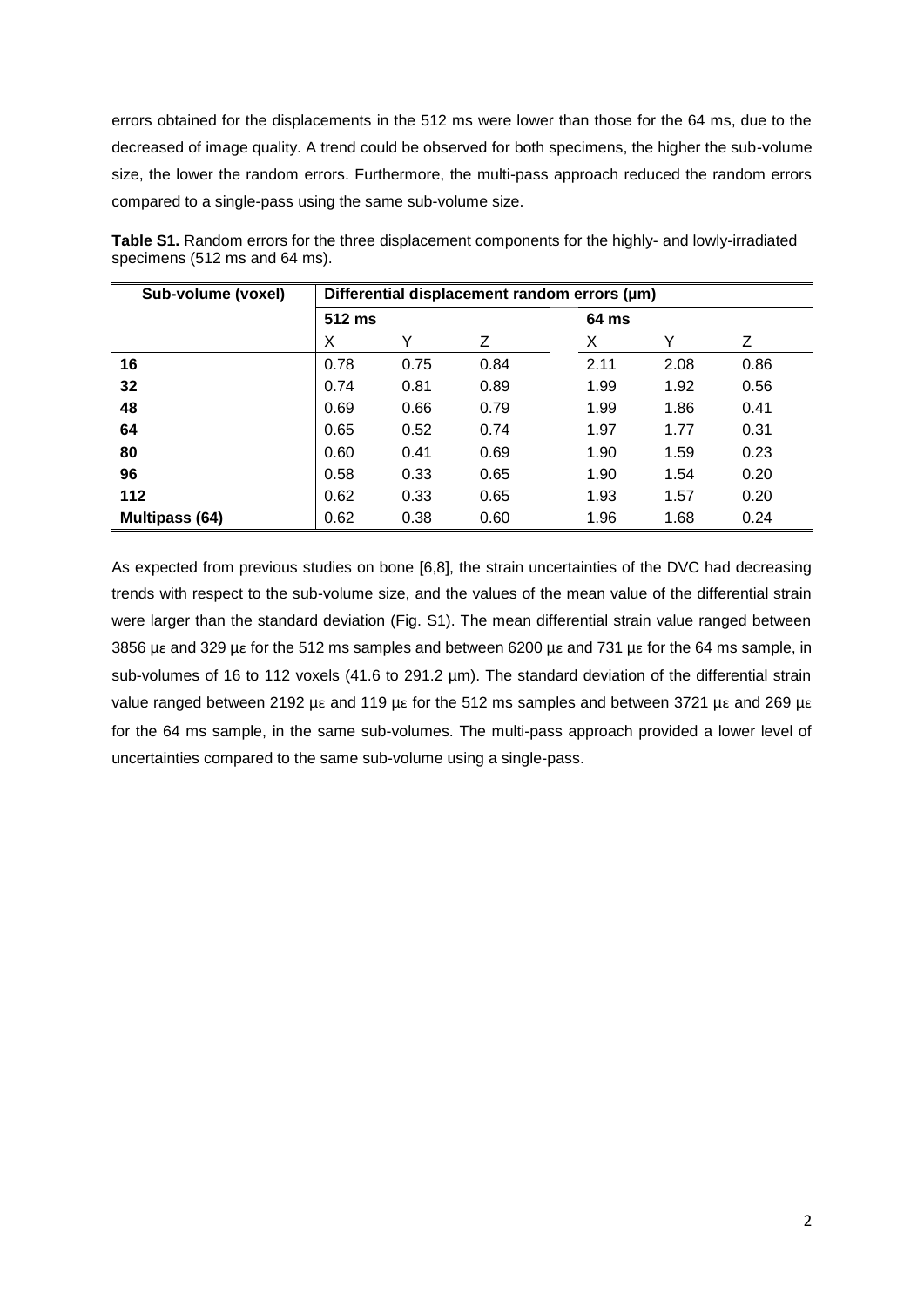errors obtained for the displacements in the 512 ms were lower than those for the 64 ms, due to the decreased of image quality. A trend could be observed for both specimens, the higher the sub-volume size, the lower the random errors. Furthermore, the multi-pass approach reduced the random errors compared to a single-pass using the same sub-volume size.

**Table S1.** Random errors for the three displacement components for the highly- and lowly-irradiated specimens (512 ms and 64 ms).

| Sub-volume (voxel) | Differential displacement random errors (µm) | | | | | |
|---|---|---|---|---|---|---|
| | 512 ms | | | 64 ms | | |
| | X | Y | Z | X | Y | Z |
| **16** | 0.78 | 0.75 | 0.84 | 2.11 | 2.08 | 0.86 |
| **32** | 0.74 | 0.81 | 0.89 | 1.99 | 1.92 | 0.56 |
| **48** | 0.69 | 0.66 | 0.79 | 1.99 | 1.86 | 0.41 |
| **64** | 0.65 | 0.52 | 0.74 | 1.97 | 1.77 | 0.31 |
| **80** | 0.60 | 0.41 | 0.69 | 1.90 | 1.59 | 0.23 |
| **96** | 0.58 | 0.33 | 0.65 | 1.90 | 1.54 | 0.20 |
| **112** | 0.62 | 0.33 | 0.65 | 1.93 | 1.57 | 0.20 |
| **Multipass (64)** | 0.62 | 0.38 | 0.60 | 1.96 | 1.68 | 0.24 |

As expected from previous studies on bone [6,8], the strain uncertainties of the DVC had decreasing trends with respect to the sub-volume size, and the values of the mean value of the differential strain were larger than the standard deviation (Fig. S1). The mean differential strain value ranged between 3856 με and 329 με for the 512 ms samples and between 6200 με and 731 με for the 64 ms sample, in sub-volumes of 16 to 112 voxels (41.6 to 291.2 µm). The standard deviation of the differential strain value ranged between 2192 με and 119 με for the 512 ms samples and between 3721 με and 269 με for the 64 ms sample, in the same sub-volumes. The multi-pass approach provided a lower level of uncertainties compared to the same sub-volume using a single-pass.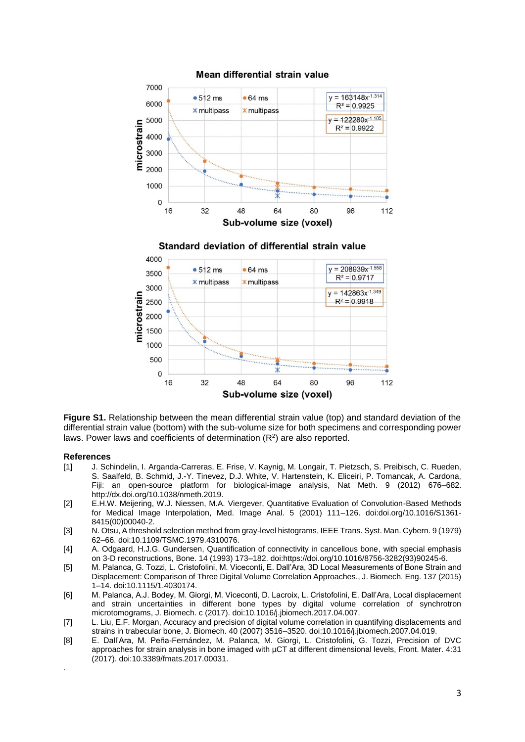Mean differential strain value

microstrain

7000
6000
5000
4000
3000
2000
1000
0

16 32 48 64 80 96 112

Sub-volume size (voxel)

512 ms
64 ms
multipass
multipass

$y = 163148x^{-1.314}$
$R^2 = 0.9925$

$y = 122280x^{-1.105}$
$R^2 = 0.9922$

Standard deviation of differential strain value

microstrain

4000
3500
3000
2500
2000
1500
1000
500
0

16 32 48 64 80 96 112

Sub-volume size (voxel)

512 ms
64 ms
multipass
multipass

$y = 208939x^{-1.558}$
$R^2 = 0.9717$

$y = 142863x^{-1.349}$
$R^2 = 0.9918$

**Figure S1.** Relationship between the mean differential strain value (top) and standard deviation of the differential strain value (bottom) with the sub-volume size for both specimens and corresponding power laws. Power laws and coefficients of determination ($R^2$) are also reported.

**References**

[1] J. Schindelin, I. Arganda-Carreras, E. Frise, V. Kaynig, M. Longair, T. Pietzsch, S. Preibisch, C. Rueden, S. Saalfeld, B. Schmid, J.-Y. Tinevez, D.J. White, V. Hartenstein, K. Eliceiri, P. Tomancak, A. Cardona, Fiji: an open-source platform for biological-image analysis, Nat Meth. 9 (2012) 676–682. http://dx.doi.org/10.1038/nmeth.2019.

[2] E.H.W. Meijering, W.J. Niessen, M.A. Viergever, Quantitative Evaluation of Convolution-Based Methods for Medical Image Interpolation, Med. Image Anal. 5 (2001) 111–126. doi:doi.org/10.1016/S1361-8415(00)00040-2.

[3] N. Otsu, A threshold selection method from gray-level histograms, IEEE Trans. Syst. Man. Cybern. 9 (1979) 62–66. doi:10.1109/TSMC.1979.4310076.

[4] A. Odgaard, H.J.G. Gundersen, Quantification of connectivity in cancellous bone, with special emphasis on 3-D reconstructions, Bone. 14 (1993) 173–182. doi:https://doi.org/10.1016/8756-3282(93)90245-6.

[5] M. Palanca, G. Tozzi, L. Cristofolini, M. Viceconti, E. Dall'Ara, 3D Local Measurements of Bone Strain and Displacement: Comparison of Three Digital Volume Correlation Approaches., J. Biomech. Eng. 137 (2015) 1–14. doi:10.1115/1.4030174.

[6] M. Palanca, A.J. Bodey, M. Giorgi, M. Viceconti, D. Lacroix, L. Cristofolini, E. Dall'Ara, Local displacement and strain uncertainties in different bone types by digital volume correlation of synchrotron microtomograms, J. Biomech. c (2017). doi:10.1016/j.jbiomech.2017.04.007.

[7] L. Liu, E.F. Morgan, Accuracy and precision of digital volume correlation in quantifying displacements and strains in trabecular bone, J. Biomech. 40 (2007) 3516–3520. doi:10.1016/j.jbiomech.2007.04.019.

[8] E. Dall'Ara, M. Peña-Fernández, M. Palanca, M. Giorgi, L. Cristofolini, G. Tozzi, Precision of DVC approaches for strain analysis in bone imaged with µCT at different dimensional levels, Front. Mater. 4:31 (2017). doi:10.3389/fmats.2017.00031.

.